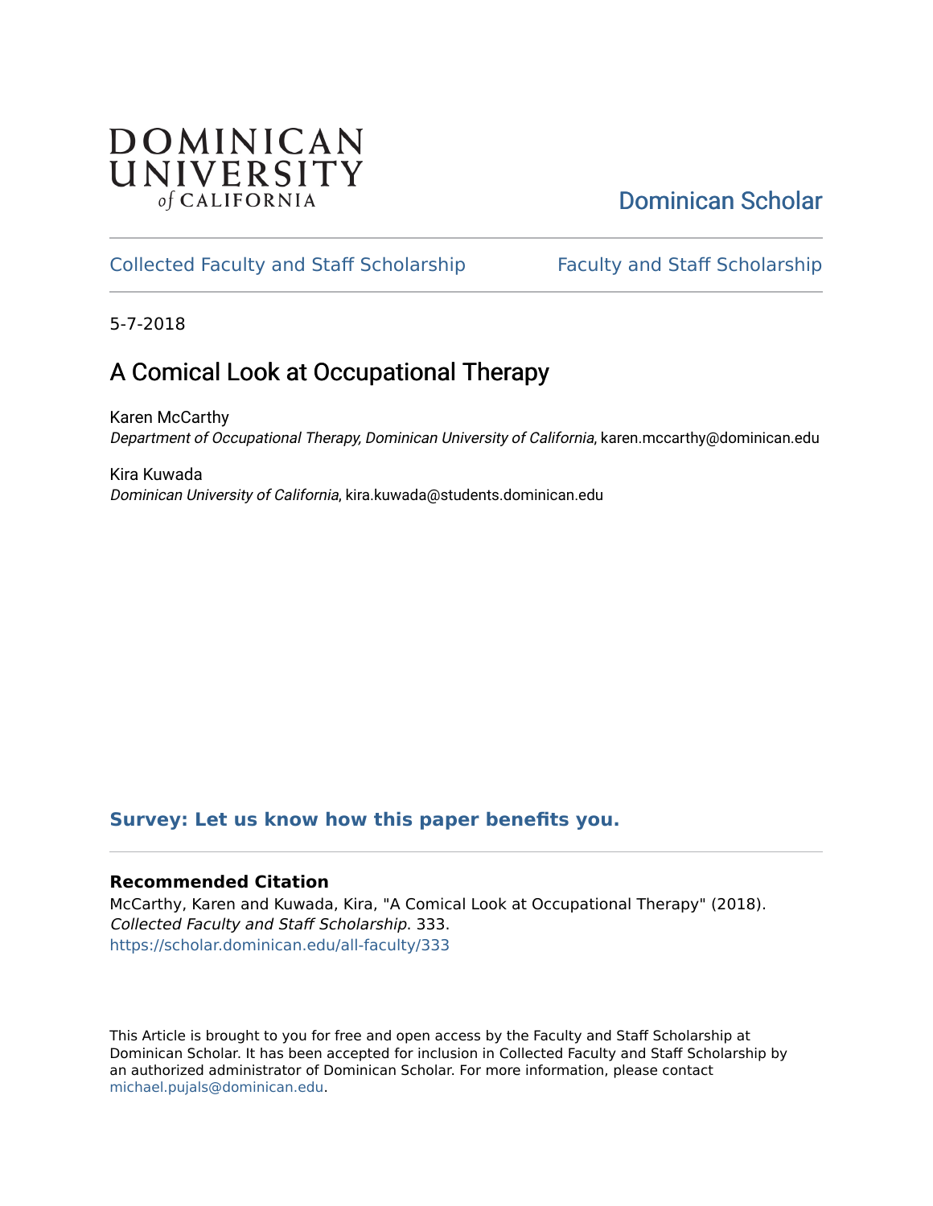DOMINICAN
UNIVERSITY
of CALIFORNIA

Dominican Scholar

Collected Faculty and Staff Scholarship | Faculty and Staff Scholarship

5-7-2018

# A Comical Look at Occupational Therapy

Karen McCarthy
*Department of Occupational Therapy, Dominican University of California*, karen.mccarthy@dominican.edu

Kira Kuwada
*Dominican University of California*, kira.kuwada@students.dominican.edu

**Survey: Let us know how this paper benefits you.**

### Recommended Citation

McCarthy, Karen and Kuwada, Kira, "A Comical Look at Occupational Therapy" (2018). *Collected Faculty and Staff Scholarship*. 333.
https://scholar.dominican.edu/all-faculty/333

This Article is brought to you for free and open access by the Faculty and Staff Scholarship at Dominican Scholar. It has been accepted for inclusion in Collected Faculty and Staff Scholarship by an authorized administrator of Dominican Scholar. For more information, please contact michael.pujals@dominican.edu.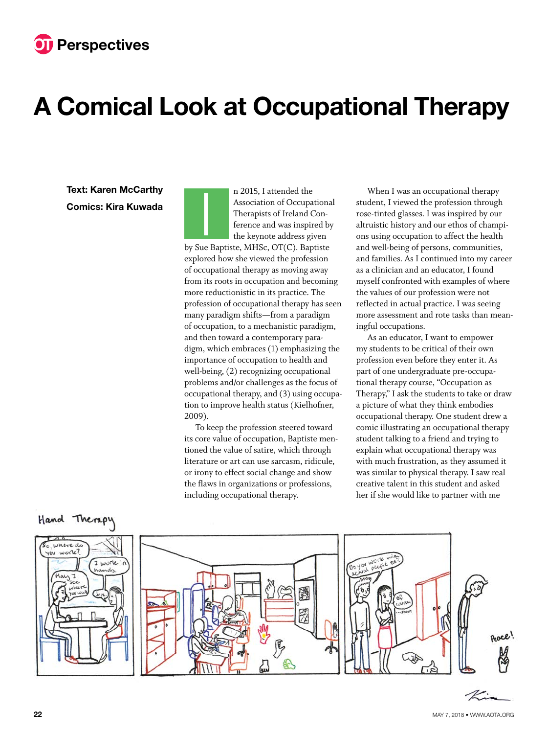## OT Perspectives

# A Comical Look at Occupational Therapy

**Text: Karen McCarthy**

**Comics: Kira Kuwada**

In 2015, I attended the Association of Occupational Therapists of Ireland Conference and was inspired by the keynote address given by Sue Baptiste, MHSc, OT(C). Baptiste explored how she viewed the profession of occupational therapy as moving away from its roots in occupation and becoming more reductionistic in its practice. The profession of occupational therapy has seen many paradigm shifts—from a paradigm of occupation, to a mechanistic paradigm, and then toward a contemporary paradigm, which embraces (1) emphasizing the importance of occupation to health and well-being, (2) recognizing occupational problems and/or challenges as the focus of occupational therapy, and (3) using occupation to improve health status (Kielhofner, 2009).

To keep the profession steered toward its core value of occupation, Baptiste mentioned the value of satire, which through literature or art can use sarcasm, ridicule, or irony to effect social change and show the flaws in organizations or professions, including occupational therapy.

When I was an occupational therapy student, I viewed the profession through rose-tinted glasses. I was inspired by our altruistic history and our ethos of champions using occupation to affect the health and well-being of persons, communities, and families. As I continued into my career as a clinician and an educator, I found myself confronted with examples of where the values of our profession were not reflected in actual practice. I was seeing more assessment and rote tasks than meaningful occupations.

As an educator, I want to empower my students to be critical of their own profession even before they enter it. As part of one undergraduate pre-occupational therapy course, "Occupation as Therapy," I ask the students to take or draw a picture of what they think embodies occupational therapy. One student drew a comic illustrating an occupational therapy student talking to a friend and trying to explain what occupational therapy was with much frustration, as they assumed it was similar to physical therapy. I saw real creative talent in this student and asked her if she would like to partner with me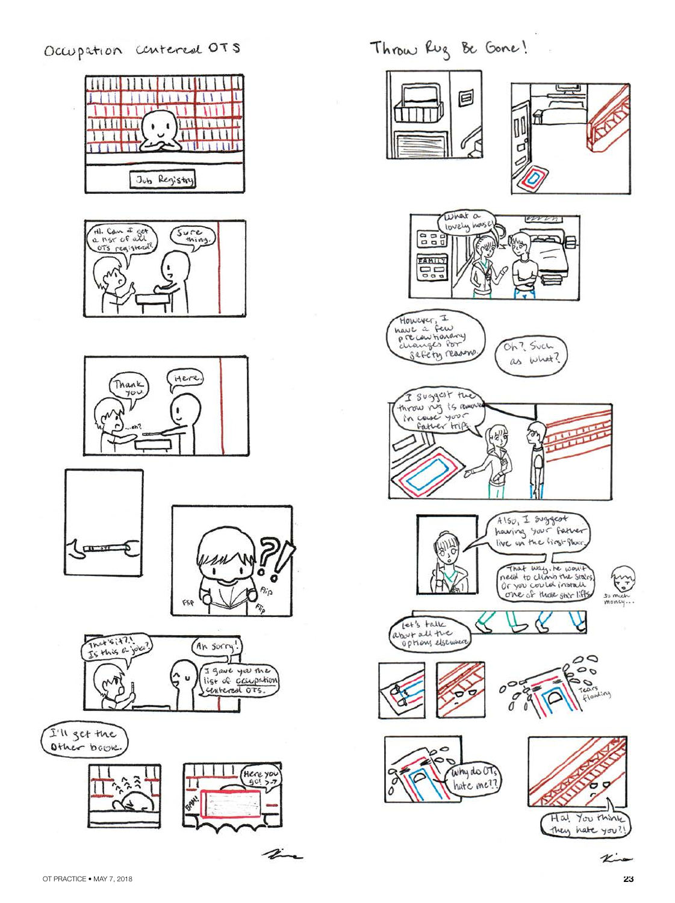# Occupation Centered OTS

Job Registry

Hi. Can I get a list of all OTs registered?

Sure thing.

Thank you.

Here.

...oh?

Flip Flip Flip

That's it?! Is this a joke?

Ah sorry!

I gave you the list of occupation centered OTs.

I'll get the other book.

BAM!

Here you go! >-7

# Throw Rug Be Gone!

FAMILY

What a lovely house!

However, I have a few precautionary changes for safety reasons.

Oh? Such as what?

I suggest the throw rug is removed in case your father trips.

Also, I suggest having your father live on the first floor.

That way, he won't need to climb the stairs. Or you could install one of those stair lifts.

So much money...

Let's talk about all the options elsewhere.

Tears flooding

Why do OTs hate me??

Ha! You think they hate you?!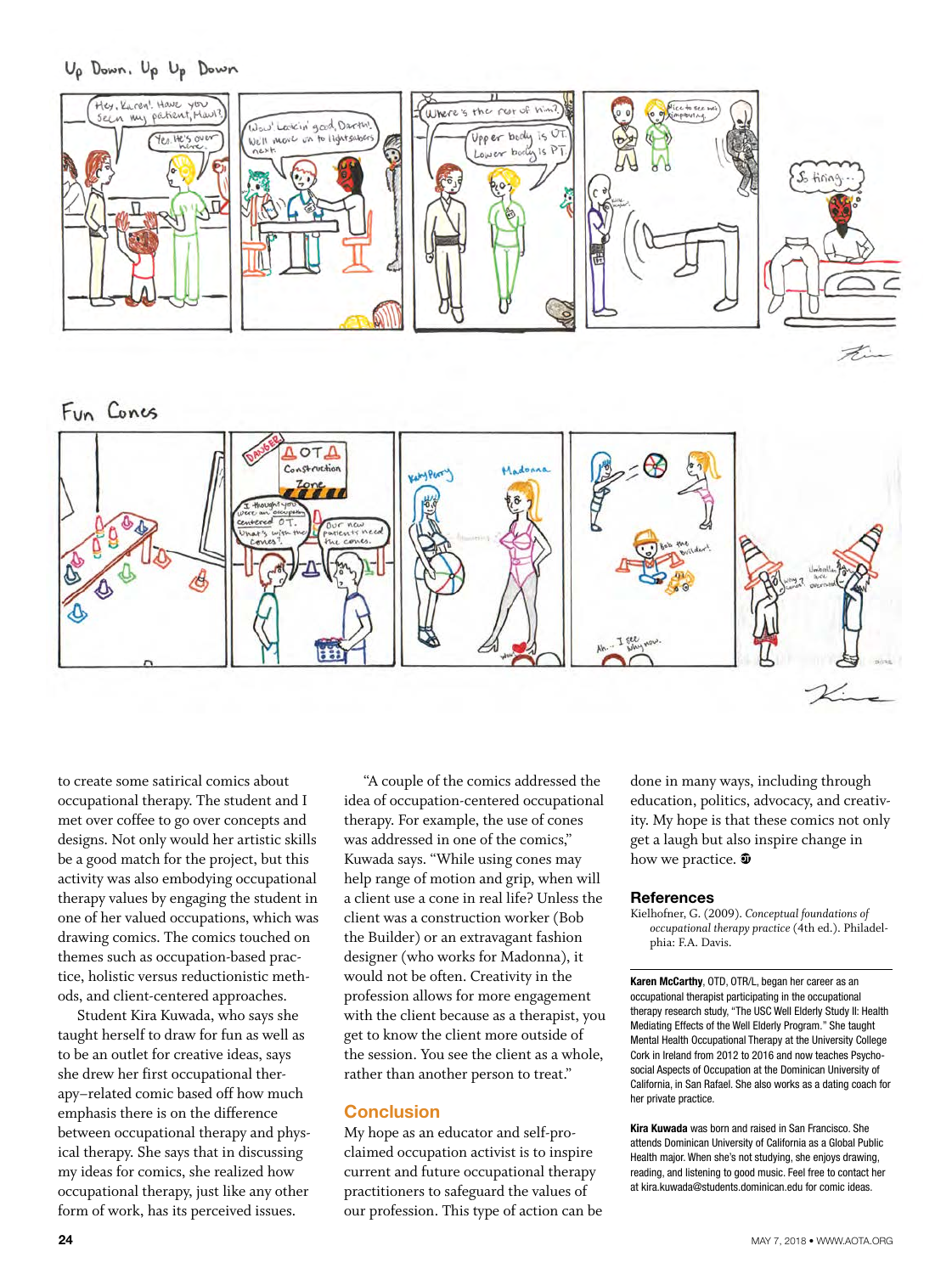to create some satirical comics about occupational therapy. The student and I met over coffee to go over concepts and designs. Not only would her artistic skills be a good match for the project, but this activity was also embodying occupational therapy values by engaging the student in one of her valued occupations, which was drawing comics. The comics touched on themes such as occupation-based practice, holistic versus reductionistic methods, and client-centered approaches.

Student Kira Kuwada, who says she taught herself to draw for fun as well as to be an outlet for creative ideas, says she drew her first occupational therapy–related comic based off how much emphasis there is on the difference between occupational therapy and physical therapy. She says that in discussing my ideas for comics, she realized how occupational therapy, just like any other form of work, has its perceived issues.

"A couple of the comics addressed the idea of occupation-centered occupational therapy. For example, the use of cones was addressed in one of the comics," Kuwada says. "While using cones may help range of motion and grip, when will a client use a cone in real life? Unless the client was a construction worker (Bob the Builder) or an extravagant fashion designer (who works for Madonna), it would not be often. Creativity in the profession allows for more engagement with the client because as a therapist, you get to know the client more outside of the session. You see the client as a whole, rather than another person to treat."

## Conclusion

My hope as an educator and self-proclaimed occupation activist is to inspire current and future occupational therapy practitioners to safeguard the values of our profession. This type of action can be done in many ways, including through education, politics, advocacy, and creativity. My hope is that these comics not only get a laugh but also inspire change in how we practice.

### References

Kielhofner, G. (2009). *Conceptual foundations of occupational therapy practice* (4th ed.). Philadelphia: F.A. Davis.

---

**Karen McCarthy**, OTD, OTR/L, began her career as an occupational therapist participating in the occupational therapy research study, "The USC Well Elderly Study II: Health Mediating Effects of the Well Elderly Program." She taught Mental Health Occupational Therapy at the University College Cork in Ireland from 2012 to 2016 and now teaches Psychosocial Aspects of Occupation at the Dominican University of California, in San Rafael. She also works as a dating coach for her private practice.

**Kira Kuwada** was born and raised in San Francisco. She attends Dominican University of California as a Global Public Health major. When she's not studying, she enjoys drawing, reading, and listening to good music. Feel free to contact her at kira.kuwada@students.dominican.edu for comic ideas.